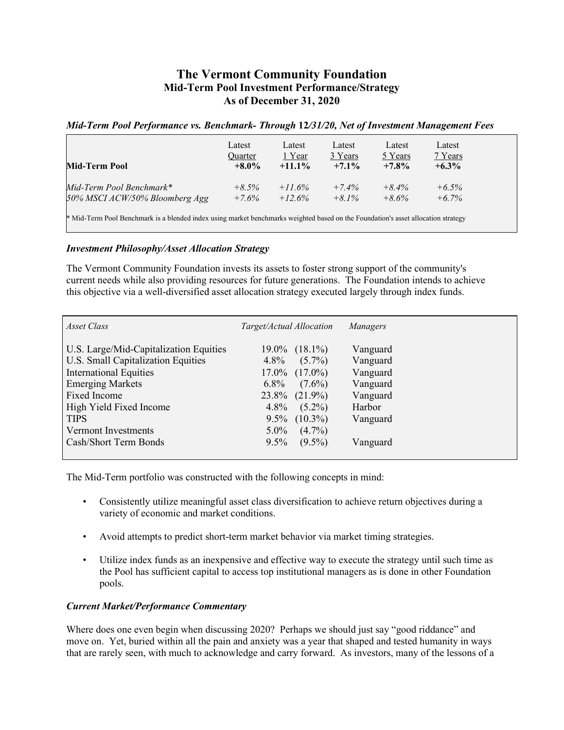# The Vermont Community Foundation
## Mid-Term Pool Investment Performance/Strategy
## As of December 31, 2020

***Mid-Term Pool Performance vs. Benchmark- Through 12/31/20, Net of Investment Management Fees***

| | Latest Quarter | Latest 1 Year | Latest 3 Years | Latest 5 Years | Latest 7 Years |
|---|---|---|---|---|---|
| **Mid-Term Pool** | **+8.0%** | **+11.1%** | **+7.1%** | **+7.8%** | **+6.3%** |
| *Mid-Term Pool Benchmark** | *+8.5%* | *+11.6%* | *+7.4%* | *+8.4%* | *+6.5%* |
| *50% MSCI ACW/50% Bloomberg Agg* | *+7.6%* | *+12.6%* | *+8.1%* | *+8.6%* | *+6.7%* |

* Mid-Term Pool Benchmark is a blended index using market benchmarks weighted based on the Foundation's asset allocation strategy

***Investment Philosophy/Asset Allocation Strategy***

The Vermont Community Foundation invests its assets to foster strong support of the community's current needs while also providing resources for future generations. The Foundation intends to achieve this objective via a well-diversified asset allocation strategy executed largely through index funds.

| *Asset Class* | *Target/Actual Allocation* | *Managers* |
|---|---|---|
| U.S. Large/Mid-Capitalization Equities | 19.0% (18.1%) | Vanguard |
| U.S. Small Capitalization Equities | 4.8% (5.7%) | Vanguard |
| International Equities | 17.0% (17.0%) | Vanguard |
| Emerging Markets | 6.8% (7.6%) | Vanguard |
| Fixed Income | 23.8% (21.9%) | Vanguard |
| High Yield Fixed Income | 4.8% (5.2%) | Harbor |
| TIPS | 9.5% (10.3%) | Vanguard |
| Vermont Investments | 5.0% (4.7%) | |
| Cash/Short Term Bonds | 9.5% (9.5%) | Vanguard |

The Mid-Term portfolio was constructed with the following concepts in mind:

- Consistently utilize meaningful asset class diversification to achieve return objectives during a variety of economic and market conditions.
- Avoid attempts to predict short-term market behavior via market timing strategies.
- Utilize index funds as an inexpensive and effective way to execute the strategy until such time as the Pool has sufficient capital to access top institutional managers as is done in other Foundation pools.

***Current Market/Performance Commentary***

Where does one even begin when discussing 2020? Perhaps we should just say "good riddance" and move on. Yet, buried within all the pain and anxiety was a year that shaped and tested humanity in ways that are rarely seen, with much to acknowledge and carry forward. As investors, many of the lessons of a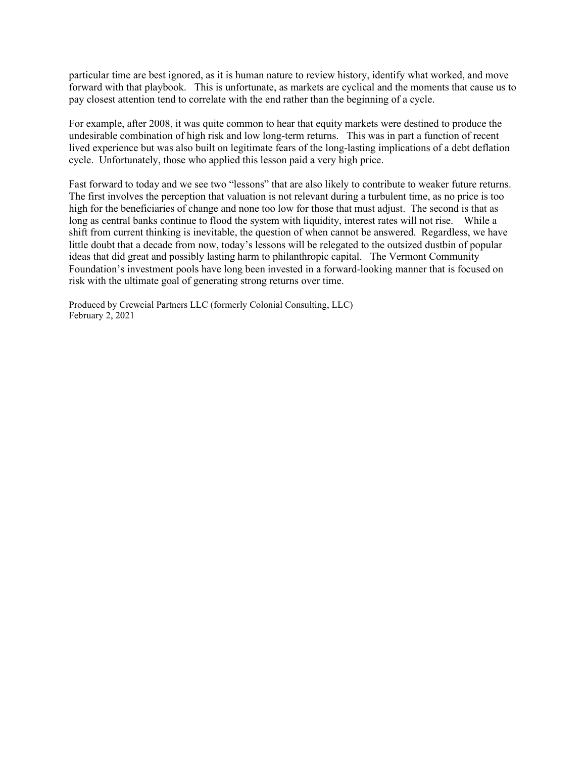particular time are best ignored, as it is human nature to review history, identify what worked, and move forward with that playbook. This is unfortunate, as markets are cyclical and the moments that cause us to pay closest attention tend to correlate with the end rather than the beginning of a cycle.

For example, after 2008, it was quite common to hear that equity markets were destined to produce the undesirable combination of high risk and low long-term returns. This was in part a function of recent lived experience but was also built on legitimate fears of the long-lasting implications of a debt deflation cycle. Unfortunately, those who applied this lesson paid a very high price.

Fast forward to today and we see two "lessons" that are also likely to contribute to weaker future returns. The first involves the perception that valuation is not relevant during a turbulent time, as no price is too high for the beneficiaries of change and none too low for those that must adjust. The second is that as long as central banks continue to flood the system with liquidity, interest rates will not rise. While a shift from current thinking is inevitable, the question of when cannot be answered. Regardless, we have little doubt that a decade from now, today's lessons will be relegated to the outsized dustbin of popular ideas that did great and possibly lasting harm to philanthropic capital. The Vermont Community Foundation's investment pools have long been invested in a forward-looking manner that is focused on risk with the ultimate goal of generating strong returns over time.

Produced by Crewcial Partners LLC (formerly Colonial Consulting, LLC)
February 2, 2021